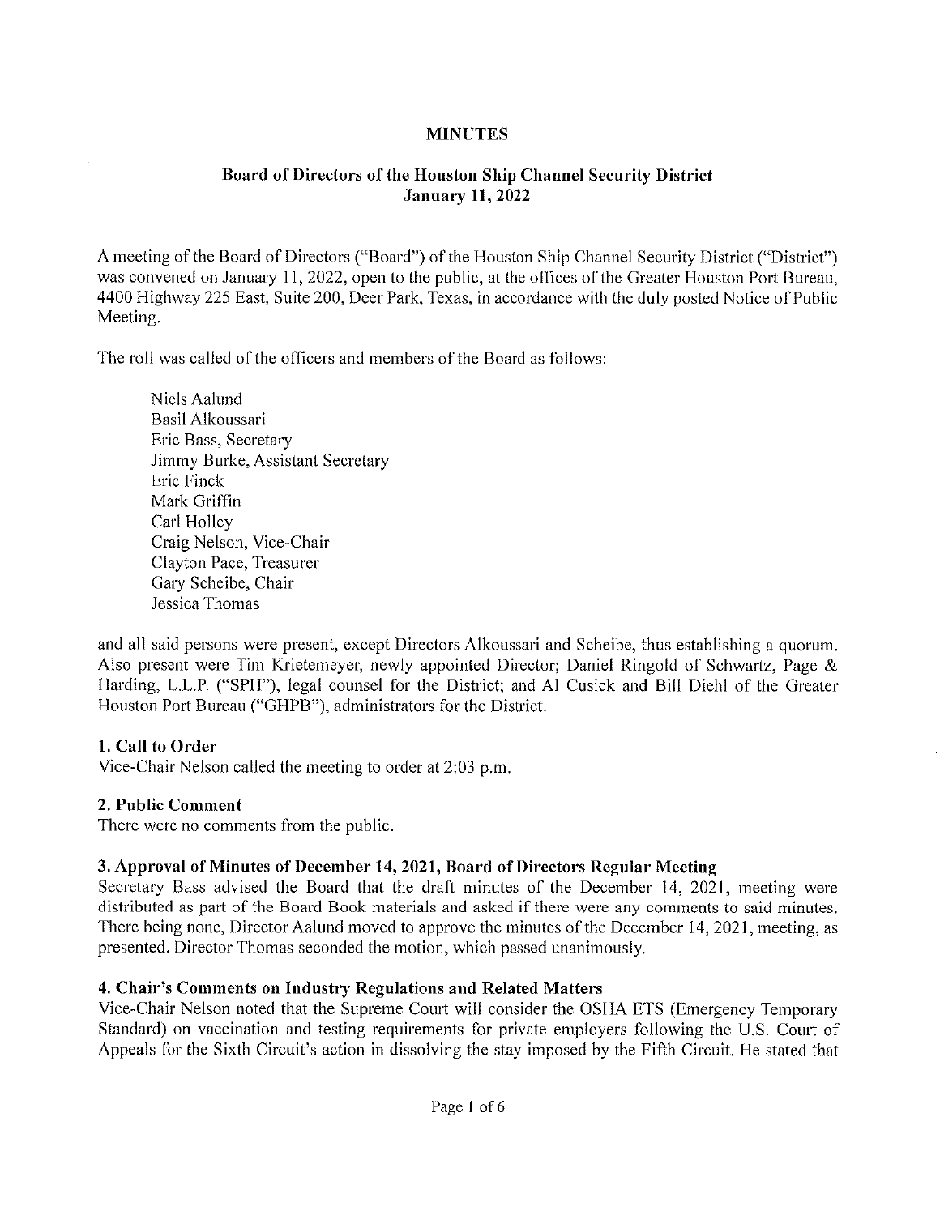# MINUTES

## Board of Directors of the Houston Ship Channel Security District
## January 11, 2022

A meeting of the Board of Directors ("Board") of the Houston Ship Channel Security District ("District") was convened on January 11, 2022, open to the public, at the offices of the Greater Houston Port Bureau, 4400 Highway 225 East, Suite 200, Deer Park, Texas, in accordance with the duly posted Notice of Public Meeting.

The roll was called of the officers and members of the Board as follows:

Niels Aalund
Basil Alkoussari
Eric Bass, Secretary
Jimmy Burke, Assistant Secretary
Eric Finck
Mark Griffin
Carl Holley
Craig Nelson, Vice-Chair
Clayton Pace, Treasurer
Gary Scheibe, Chair
Jessica Thomas

and all said persons were present, except Directors Alkoussari and Scheibe, thus establishing a quorum. Also present were Tim Krietemeyer, newly appointed Director; Daniel Ringold of Schwartz, Page & Harding, L.L.P. ("SPH"), legal counsel for the District; and Al Cusick and Bill Diehl of the Greater Houston Port Bureau ("GHPB"), administrators for the District.

### 1. Call to Order

Vice-Chair Nelson called the meeting to order at 2:03 p.m.

### 2. Public Comment

There were no comments from the public.

### 3. Approval of Minutes of December 14, 2021, Board of Directors Regular Meeting

Secretary Bass advised the Board that the draft minutes of the December 14, 2021, meeting were distributed as part of the Board Book materials and asked if there were any comments to said minutes. There being none, Director Aalund moved to approve the minutes of the December 14, 2021, meeting, as presented. Director Thomas seconded the motion, which passed unanimously.

### 4. Chair's Comments on Industry Regulations and Related Matters

Vice-Chair Nelson noted that the Supreme Court will consider the OSHA ETS (Emergency Temporary Standard) on vaccination and testing requirements for private employers following the U.S. Court of Appeals for the Sixth Circuit's action in dissolving the stay imposed by the Fifth Circuit. He stated that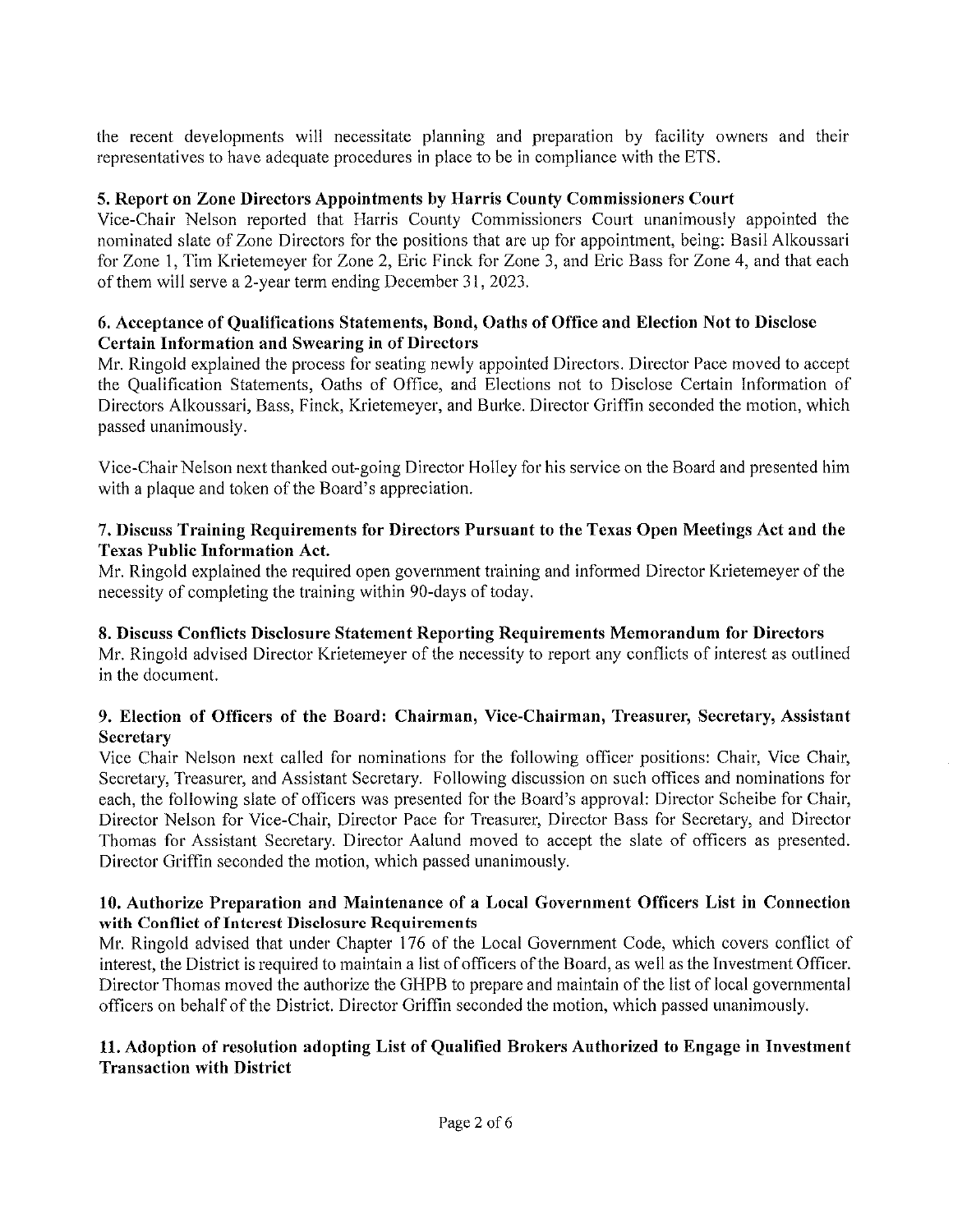the recent developments will necessitate planning and preparation by facility owners and their representatives to have adequate procedures in place to be in compliance with the ETS.

**5. Report on Zone Directors Appointments by Harris County Commissioners Court**

Vice-Chair Nelson reported that Harris County Commissioners Court unanimously appointed the nominated slate of Zone Directors for the positions that are up for appointment, being: Basil Alkoussari for Zone 1, Tim Krietemeyer for Zone 2, Eric Finck for Zone 3, and Eric Bass for Zone 4, and that each of them will serve a 2-year term ending December 31, 2023.

**6. Acceptance of Qualifications Statements, Bond, Oaths of Office and Election Not to Disclose Certain Information and Swearing in of Directors**

Mr. Ringold explained the process for seating newly appointed Directors. Director Pace moved to accept the Qualification Statements, Oaths of Office, and Elections not to Disclose Certain Information of Directors Alkoussari, Bass, Finck, Krietemeyer, and Burke. Director Griffin seconded the motion, which passed unanimously.

Vice-Chair Nelson next thanked out-going Director Holley for his service on the Board and presented him with a plaque and token of the Board's appreciation.

**7. Discuss Training Requirements for Directors Pursuant to the Texas Open Meetings Act and the Texas Public Information Act.**

Mr. Ringold explained the required open government training and informed Director Krietemeyer of the necessity of completing the training within 90-days of today.

**8. Discuss Conflicts Disclosure Statement Reporting Requirements Memorandum for Directors**

Mr. Ringold advised Director Krietemeyer of the necessity to report any conflicts of interest as outlined in the document.

**9. Election of Officers of the Board: Chairman, Vice-Chairman, Treasurer, Secretary, Assistant Secretary**

Vice Chair Nelson next called for nominations for the following officer positions: Chair, Vice Chair, Secretary, Treasurer, and Assistant Secretary. Following discussion on such offices and nominations for each, the following slate of officers was presented for the Board's approval: Director Scheibe for Chair, Director Nelson for Vice-Chair, Director Pace for Treasurer, Director Bass for Secretary, and Director Thomas for Assistant Secretary. Director Aalund moved to accept the slate of officers as presented. Director Griffin seconded the motion, which passed unanimously.

**10. Authorize Preparation and Maintenance of a Local Government Officers List in Connection with Conflict of Interest Disclosure Requirements**

Mr. Ringold advised that under Chapter 176 of the Local Government Code, which covers conflict of interest, the District is required to maintain a list of officers of the Board, as well as the Investment Officer. Director Thomas moved the authorize the GHPB to prepare and maintain of the list of local governmental officers on behalf of the District. Director Griffin seconded the motion, which passed unanimously.

**11. Adoption of resolution adopting List of Qualified Brokers Authorized to Engage in Investment Transaction with District**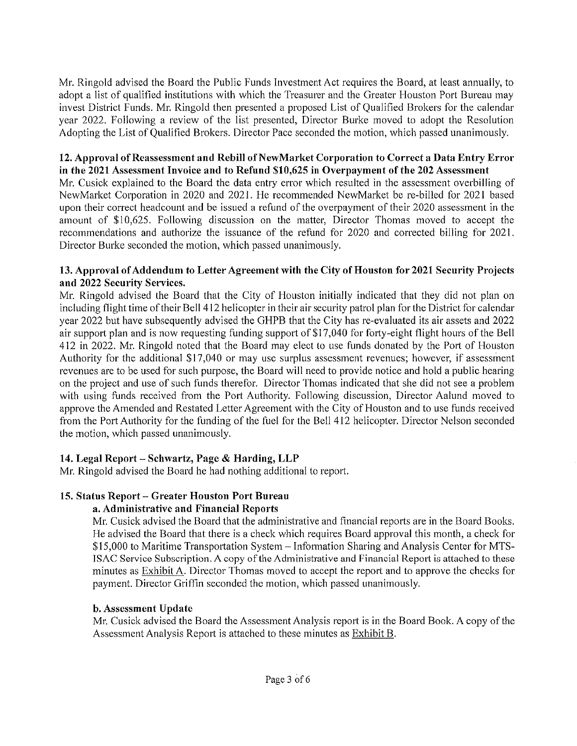Mr. Ringold advised the Board the Public Funds Investment Act requires the Board, at least annually, to adopt a list of qualified institutions with which the Treasurer and the Greater Houston Port Bureau may invest District Funds. Mr. Ringold then presented a proposed List of Qualified Brokers for the calendar year 2022. Following a review of the list presented, Director Burke moved to adopt the Resolution Adopting the List of Qualified Brokers. Director Pace seconded the motion, which passed unanimously.

**12. Approval of Reassessment and Rebill of NewMarket Corporation to Correct a Data Entry Error in the 2021 Assessment Invoice and to Refund $10,625 in Overpayment of the 202 Assessment**

Mr. Cusick explained to the Board the data entry error which resulted in the assessment overbilling of NewMarket Corporation in 2020 and 2021. He recommended NewMarket be re-billed for 2021 based upon their correct headcount and be issued a refund of the overpayment of their 2020 assessment in the amount of $10,625. Following discussion on the matter, Director Thomas moved to accept the recommendations and authorize the issuance of the refund for 2020 and corrected billing for 2021. Director Burke seconded the motion, which passed unanimously.

**13. Approval of Addendum to Letter Agreement with the City of Houston for 2021 Security Projects and 2022 Security Services.**

Mr. Ringold advised the Board that the City of Houston initially indicated that they did not plan on including flight time of their Bell 412 helicopter in their air security patrol plan for the District for calendar year 2022 but have subsequently advised the GHPB that the City has re-evaluated its air assets and 2022 air support plan and is now requesting funding support of $17,040 for forty-eight flight hours of the Bell 412 in 2022. Mr. Ringold noted that the Board may elect to use funds donated by the Port of Houston Authority for the additional $17,040 or may use surplus assessment revenues; however, if assessment revenues are to be used for such purpose, the Board will need to provide notice and hold a public hearing on the project and use of such funds therefor. Director Thomas indicated that she did not see a problem with using funds received from the Port Authority. Following discussion, Director Aalund moved to approve the Amended and Restated Letter Agreement with the City of Houston and to use funds received from the Port Authority for the funding of the fuel for the Bell 412 helicopter. Director Nelson seconded the motion, which passed unanimously.

**14. Legal Report – Schwartz, Page & Harding, LLP**

Mr. Ringold advised the Board he had nothing additional to report.

**15. Status Report – Greater Houston Port Bureau**

**a. Administrative and Financial Reports**

Mr. Cusick advised the Board that the administrative and financial reports are in the Board Books. He advised the Board that there is a check which requires Board approval this month, a check for $15,000 to Maritime Transportation System – Information Sharing and Analysis Center for MTS-ISAC Service Subscription. A copy of the Administrative and Financial Report is attached to these minutes as Exhibit A. Director Thomas moved to accept the report and to approve the checks for payment. Director Griffin seconded the motion, which passed unanimously.

**b. Assessment Update**

Mr. Cusick advised the Board the Assessment Analysis report is in the Board Book. A copy of the Assessment Analysis Report is attached to these minutes as Exhibit B.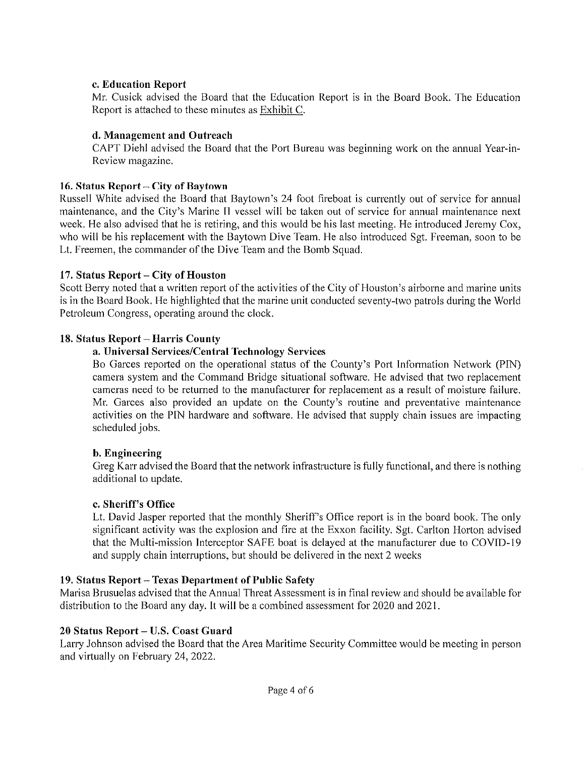**c. Education Report**

Mr. Cusick advised the Board that the Education Report is in the Board Book. The Education Report is attached to these minutes as Exhibit C.

**d. Management and Outreach**

CAPT Diehl advised the Board that the Port Bureau was beginning work on the annual Year-in-Review magazine.

**16. Status Report – City of Baytown**

Russell White advised the Board that Baytown's 24 foot fireboat is currently out of service for annual maintenance, and the City's Marine II vessel will be taken out of service for annual maintenance next week. He also advised that he is retiring, and this would be his last meeting. He introduced Jeremy Cox, who will be his replacement with the Baytown Dive Team. He also introduced Sgt. Freeman, soon to be Lt. Freemen, the commander of the Dive Team and the Bomb Squad.

**17. Status Report – City of Houston**

Scott Berry noted that a written report of the activities of the City of Houston's airborne and marine units is in the Board Book. He highlighted that the marine unit conducted seventy-two patrols during the World Petroleum Congress, operating around the clock.

**18. Status Report – Harris County**

**a. Universal Services/Central Technology Services**

Bo Garces reported on the operational status of the County's Port Information Network (PIN) camera system and the Command Bridge situational software. He advised that two replacement cameras need to be returned to the manufacturer for replacement as a result of moisture failure. Mr. Garces also provided an update on the County's routine and preventative maintenance activities on the PIN hardware and software. He advised that supply chain issues are impacting scheduled jobs.

**b. Engineering**

Greg Karr advised the Board that the network infrastructure is fully functional, and there is nothing additional to update.

**c. Sheriff's Office**

Lt. David Jasper reported that the monthly Sheriff's Office report is in the board book. The only significant activity was the explosion and fire at the Exxon facility. Sgt. Carlton Horton advised that the Multi-mission Interceptor SAFE boat is delayed at the manufacturer due to COVID-19 and supply chain interruptions, but should be delivered in the next 2 weeks

**19. Status Report – Texas Department of Public Safety**

Marisa Brusuelas advised that the Annual Threat Assessment is in final review and should be available for distribution to the Board any day. It will be a combined assessment for 2020 and 2021.

**20 Status Report – U.S. Coast Guard**

Larry Johnson advised the Board that the Area Maritime Security Committee would be meeting in person and virtually on February 24, 2022.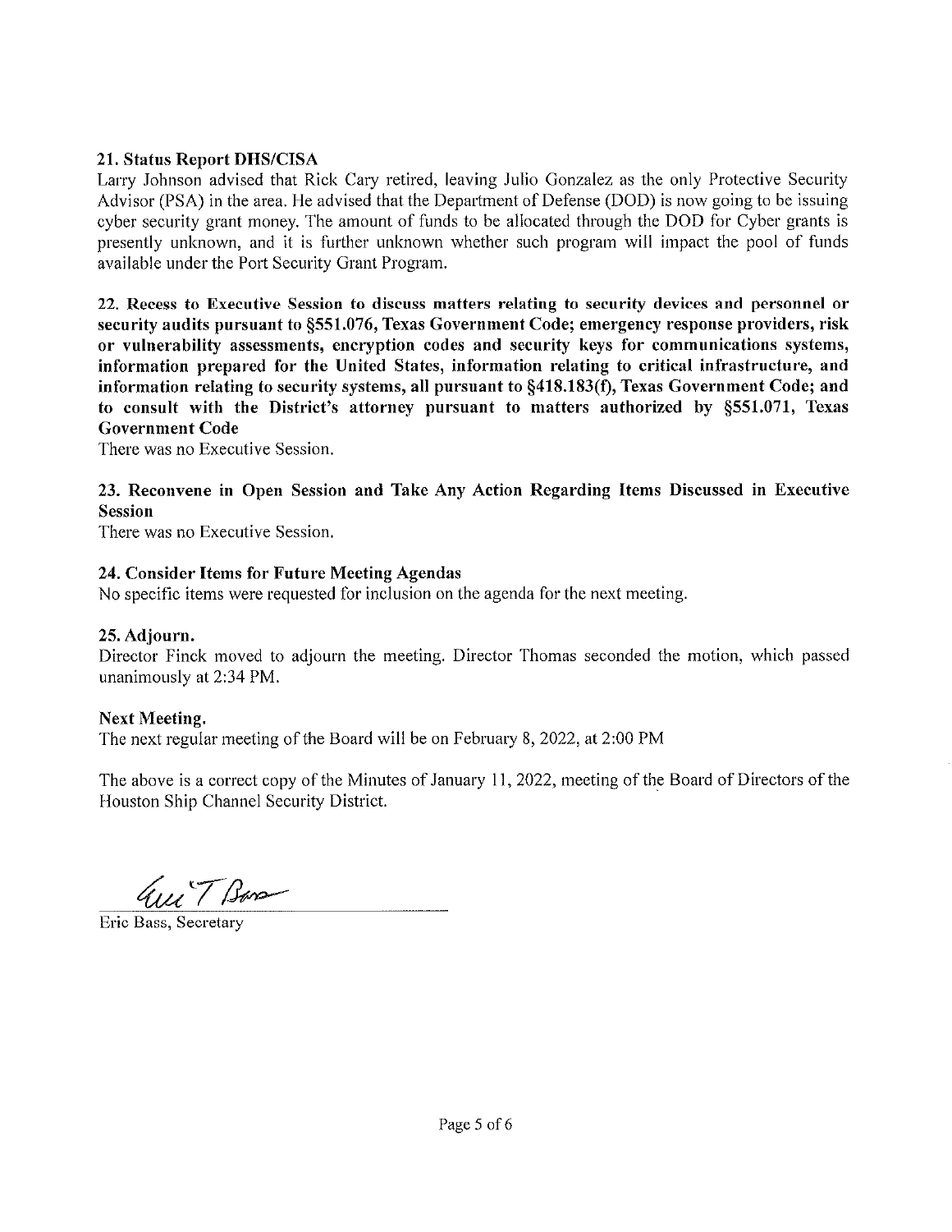**21. Status Report DHS/CISA**

Larry Johnson advised that Rick Cary retired, leaving Julio Gonzalez as the only Protective Security Advisor (PSA) in the area. He advised that the Department of Defense (DOD) is now going to be issuing cyber security grant money. The amount of funds to be allocated through the DOD for Cyber grants is presently unknown, and it is further unknown whether such program will impact the pool of funds available under the Port Security Grant Program.

**22. Recess to Executive Session to discuss matters relating to security devices and personnel or security audits pursuant to §551.076, Texas Government Code; emergency response providers, risk or vulnerability assessments, encryption codes and security keys for communications systems, information prepared for the United States, information relating to critical infrastructure, and information relating to security systems, all pursuant to §418.183(f), Texas Government Code; and to consult with the District's attorney pursuant to matters authorized by §551.071, Texas Government Code**

There was no Executive Session.

**23. Reconvene in Open Session and Take Any Action Regarding Items Discussed in Executive Session**

There was no Executive Session.

**24. Consider Items for Future Meeting Agendas**

No specific items were requested for inclusion on the agenda for the next meeting.

**25. Adjourn.**

Director Finck moved to adjourn the meeting. Director Thomas seconded the motion, which passed unanimously at 2:34 PM.

**Next Meeting.**

The next regular meeting of the Board will be on February 8, 2022, at 2:00 PM

The above is a correct copy of the Minutes of January 11, 2022, meeting of the Board of Directors of the Houston Ship Channel Security District.

Eric T Bass

Eric Bass, Secretary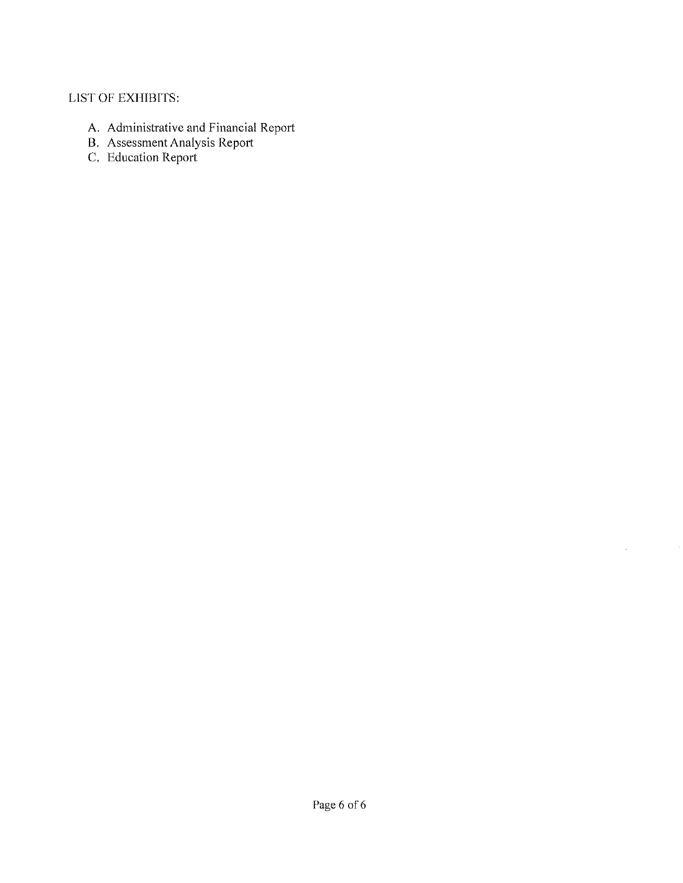LIST OF EXHIBITS:

A. Administrative and Financial Report
B. Assessment Analysis Report
C. Education Report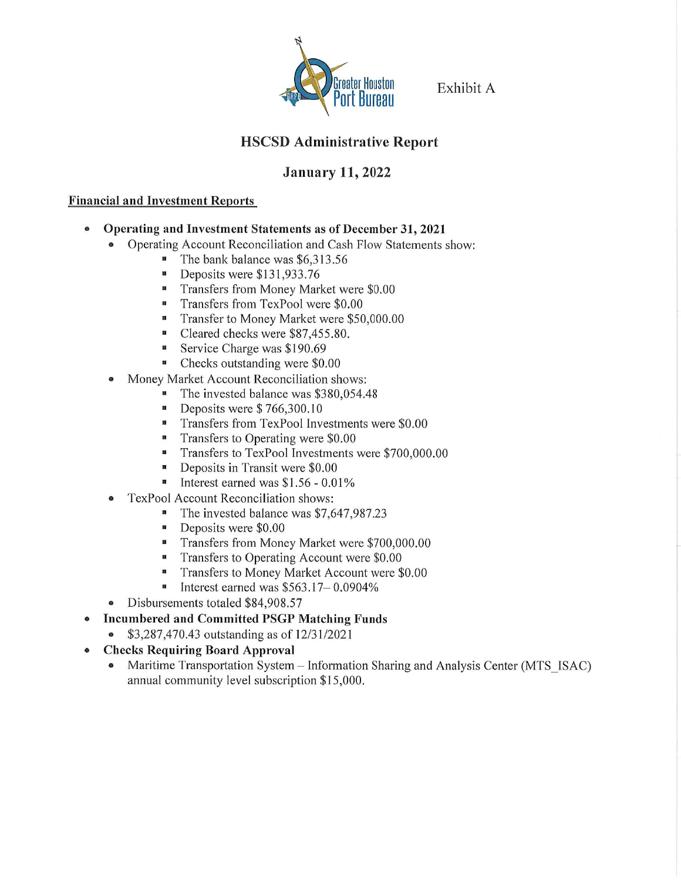Greater Houston Port Bureau

Exhibit A

# HSCSD Administrative Report

## January 11, 2022

**Financial and Investment Reports**

- **Operating and Investment Statements as of December 31, 2021**
  - Operating Account Reconciliation and Cash Flow Statements show:
    - The bank balance was $6,313.56
    - Deposits were $131,933.76
    - Transfers from Money Market were $0.00
    - Transfers from TexPool were $0.00
    - Transfer to Money Market were $50,000.00
    - Cleared checks were $87,455.80.
    - Service Charge was $190.69
    - Checks outstanding were $0.00
  - Money Market Account Reconciliation shows:
    - The invested balance was $380,054.48
    - Deposits were $ 766,300.10
    - Transfers from TexPool Investments were $0.00
    - Transfers to Operating were $0.00
    - Transfers to TexPool Investments were $700,000.00
    - Deposits in Transit were $0.00
    - Interest earned was $1.56 - 0.01%
  - TexPool Account Reconciliation shows:
    - The invested balance was $7,647,987.23
    - Deposits were $0.00
    - Transfers from Money Market were $700,000.00
    - Transfers to Operating Account were $0.00
    - Transfers to Money Market Account were $0.00
    - Interest earned was $563.17– 0.0904%
  - Disbursements totaled $84,908.57
- **Incumbered and Committed PSGP Matching Funds**
  - $3,287,470.43 outstanding as of 12/31/2021
- **Checks Requiring Board Approval**
  - Maritime Transportation System – Information Sharing and Analysis Center (MTS_ISAC) annual community level subscription $15,000.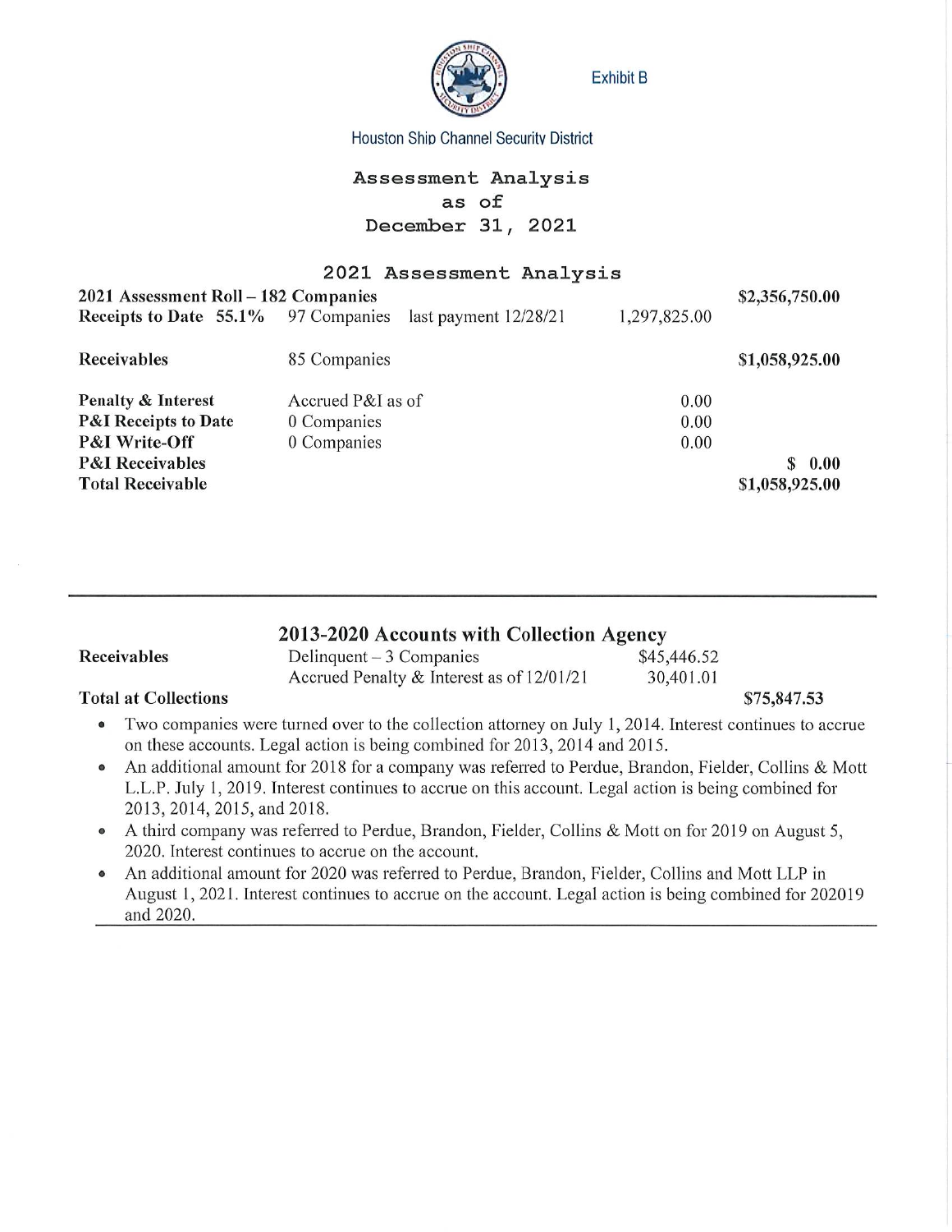Exhibit B

Houston Ship Channel Security District

# Assessment Analysis as of December 31, 2021

## 2021 Assessment Analysis

| | | | |
|---|---|---|---|
| **2021 Assessment Roll – 182 Companies** | | | **$2,356,750.00** |
| **Receipts to Date 55.1%** | 97 Companies last payment 12/28/21 | 1,297,825.00 | |
| **Receivables** | 85 Companies | | **$1,058,925.00** |
| **Penalty & Interest** | Accrued P&I as of | 0.00 | |
| **P&I Receipts to Date** | 0 Companies | 0.00 | |
| **P&I Write-Off** | 0 Companies | 0.00 | |
| **P&I Receivables** | | | **$ 0.00** |
| **Total Receivable** | | | **$1,058,925.00** |

## 2013-2020 Accounts with Collection Agency

| | | | |
|---|---|---|---|
| **Receivables** | Delinquent – 3 Companies | $45,446.52 | |
| | Accrued Penalty & Interest as of 12/01/21 | 30,401.01 | |
| **Total at Collections** | | | **$75,847.53** |

- Two companies were turned over to the collection attorney on July 1, 2014. Interest continues to accrue on these accounts. Legal action is being combined for 2013, 2014 and 2015.
- An additional amount for 2018 for a company was referred to Perdue, Brandon, Fielder, Collins & Mott L.L.P. July 1, 2019. Interest continues to accrue on this account. Legal action is being combined for 2013, 2014, 2015, and 2018.
- A third company was referred to Perdue, Brandon, Fielder, Collins & Mott on for 2019 on August 5, 2020. Interest continues to accrue on the account.
- An additional amount for 2020 was referred to Perdue, Brandon, Fielder, Collins and Mott LLP in August 1, 2021. Interest continues to accrue on the account. Legal action is being combined for 202019 and 2020.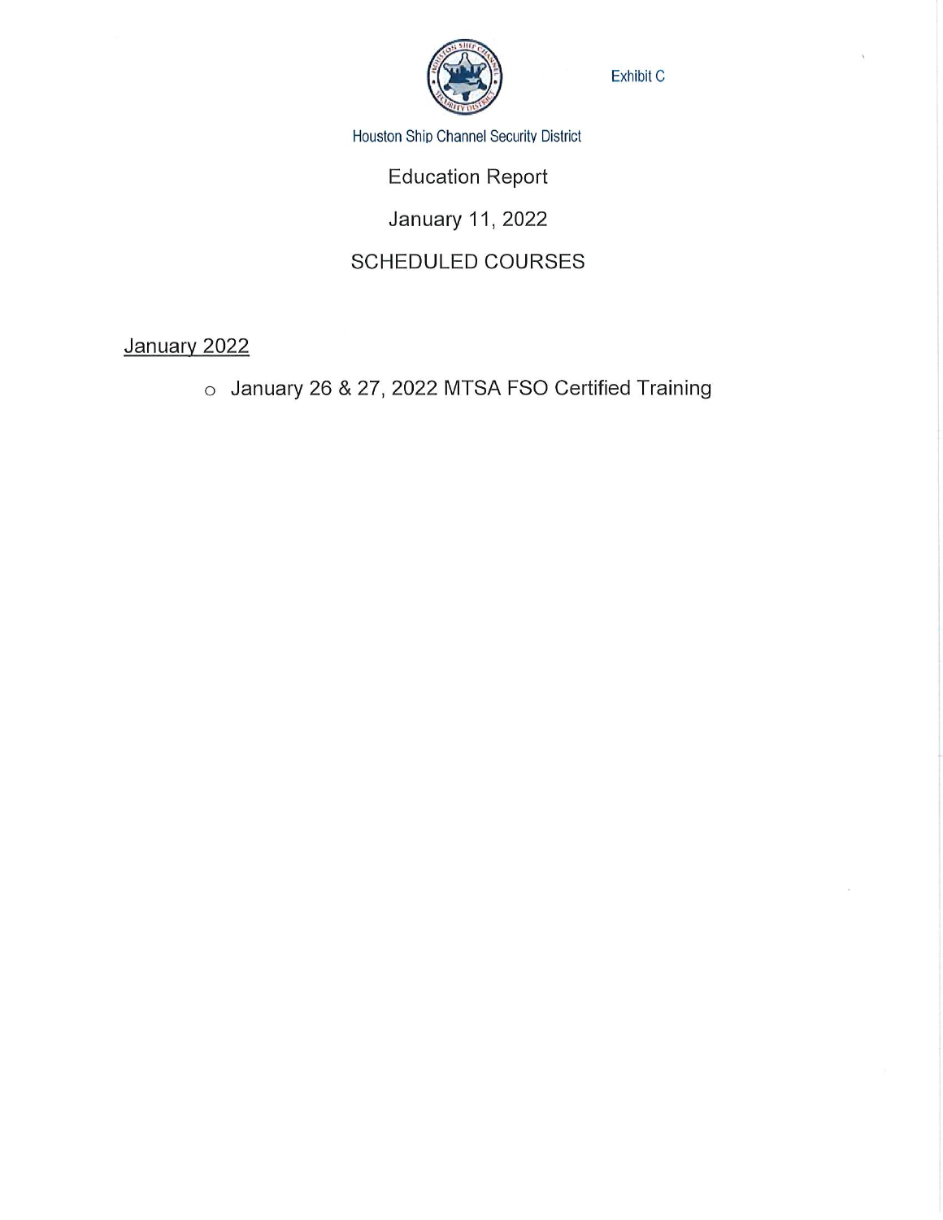Exhibit C

Houston Ship Channel Security District

# Education Report

January 11, 2022

## SCHEDULED COURSES

January 2022

- January 26 & 27, 2022 MTSA FSO Certified Training